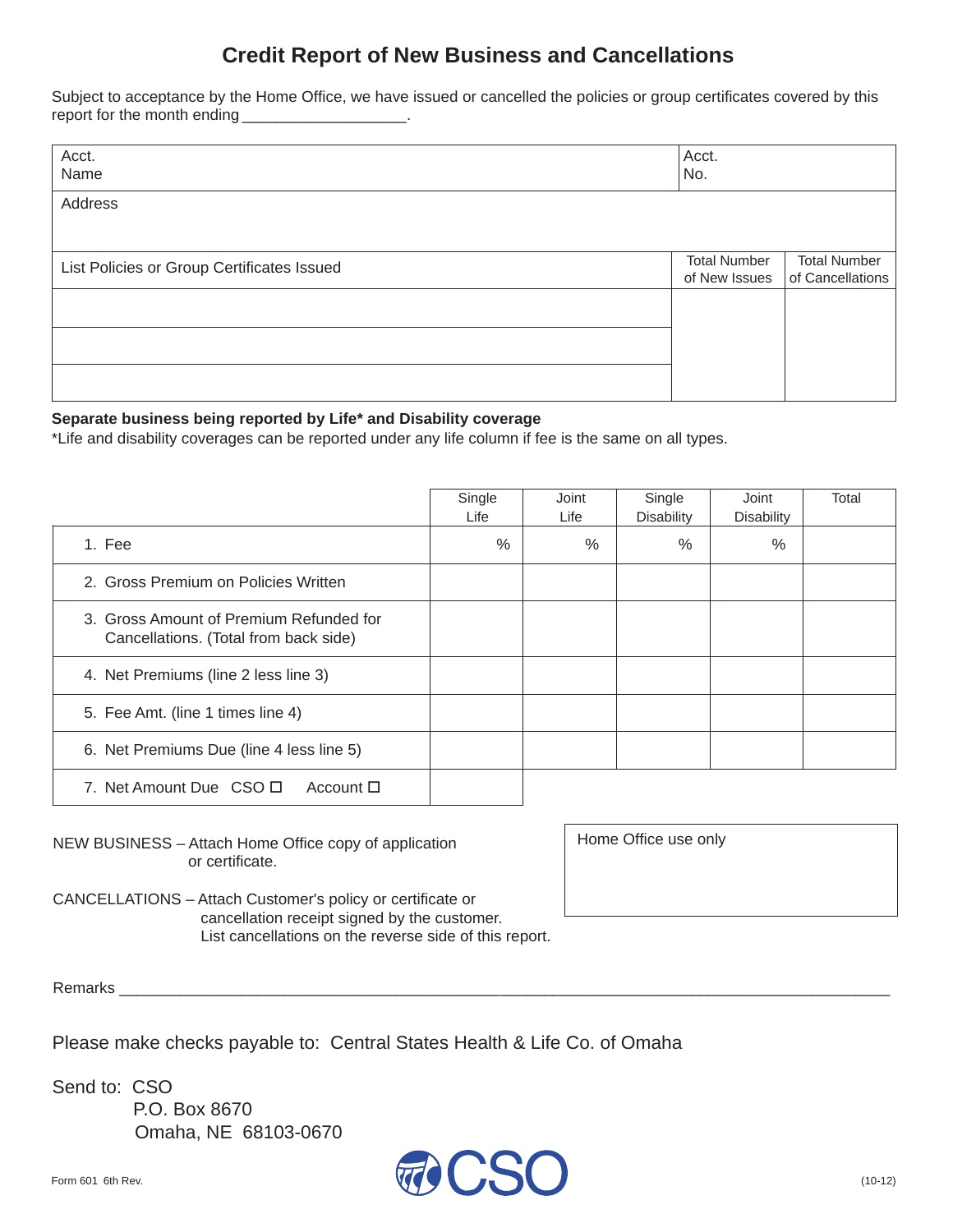# Credit Report of New Business and Cancellations

Subject to acceptance by the Home Office, we have issued or cancelled the policies or group certificates covered by this report for the month ending ___________________.

| Acct. Name | | Acct. No. |
|---|---|---|
| Address | | |
| List Policies or Group Certificates Issued | Total Number of New Issues | Total Number of Cancellations |
| | | |
| | | |
| | | |

**Separate business being reported by Life* and Disability coverage**

*Life and disability coverages can be reported under any life column if fee is the same on all types.

| | Single Life | Joint Life | Single Disability | Joint Disability | Total |
|---|---|---|---|---|---|
| 1. Fee | % | % | % | % | |
| 2. Gross Premium on Policies Written | | | | | |
| 3. Gross Amount of Premium Refunded for Cancellations. (Total from back side) | | | | | |
| 4. Net Premiums (line 2 less line 3) | | | | | |
| 5. Fee Amt. (line 1 times line 4) | | | | | |
| 6. Net Premiums Due (line 4 less line 5) | | | | | |
| 7. Net Amount Due CSO ☐ Account ☐ | | | | | |

NEW BUSINESS – Attach Home Office copy of application or certificate.

CANCELLATIONS – Attach Customer's policy or certificate or cancellation receipt signed by the customer. List cancellations on the reverse side of this report.

Home Office use only

Remarks ________________________________________________________________________________

Please make checks payable to: Central States Health & Life Co. of Omaha

Send to: CSO
P.O. Box 8670
Omaha, NE 68103-0670

CSO

Form 601 6th Rev. (10-12)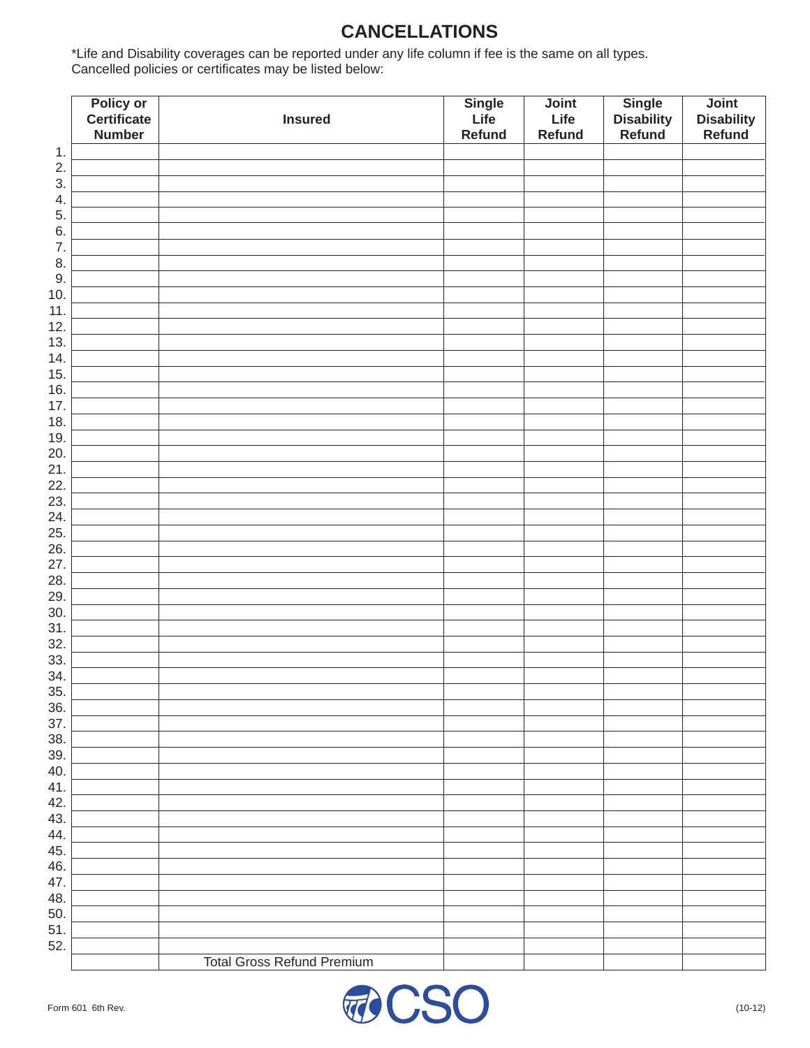# CANCELLATIONS

*Life and Disability coverages can be reported under any life column if fee is the same on all types.
Cancelled policies or certificates may be listed below:

| | Policy or Certificate Number | Insured | Single Life Refund | Joint Life Refund | Single Disability Refund | Joint Disability Refund |
|---|---|---|---|---|---|---|
| 1. | | | | | | |
| 2. | | | | | | |
| 3. | | | | | | |
| 4. | | | | | | |
| 5. | | | | | | |
| 6. | | | | | | |
| 7. | | | | | | |
| 8. | | | | | | |
| 9. | | | | | | |
| 10. | | | | | | |
| 11. | | | | | | |
| 12. | | | | | | |
| 13. | | | | | | |
| 14. | | | | | | |
| 15. | | | | | | |
| 16. | | | | | | |
| 17. | | | | | | |
| 18. | | | | | | |
| 19. | | | | | | |
| 20. | | | | | | |
| 21. | | | | | | |
| 22. | | | | | | |
| 23. | | | | | | |
| 24. | | | | | | |
| 25. | | | | | | |
| 26. | | | | | | |
| 27. | | | | | | |
| 28. | | | | | | |
| 29. | | | | | | |
| 30. | | | | | | |
| 31. | | | | | | |
| 32. | | | | | | |
| 33. | | | | | | |
| 34. | | | | | | |
| 35. | | | | | | |
| 36. | | | | | | |
| 37. | | | | | | |
| 38. | | | | | | |
| 39. | | | | | | |
| 40. | | | | | | |
| 41. | | | | | | |
| 42. | | | | | | |
| 43. | | | | | | |
| 44. | | | | | | |
| 45. | | | | | | |
| 46. | | | | | | |
| 47. | | | | | | |
| 48. | | | | | | |
| 50. | | | | | | |
| 51. | | | | | | |
| 52. | | | | | | |
| | | Total Gross Refund Premium | | | | |

Form 601 6th Rev.

CSO

(10-12)